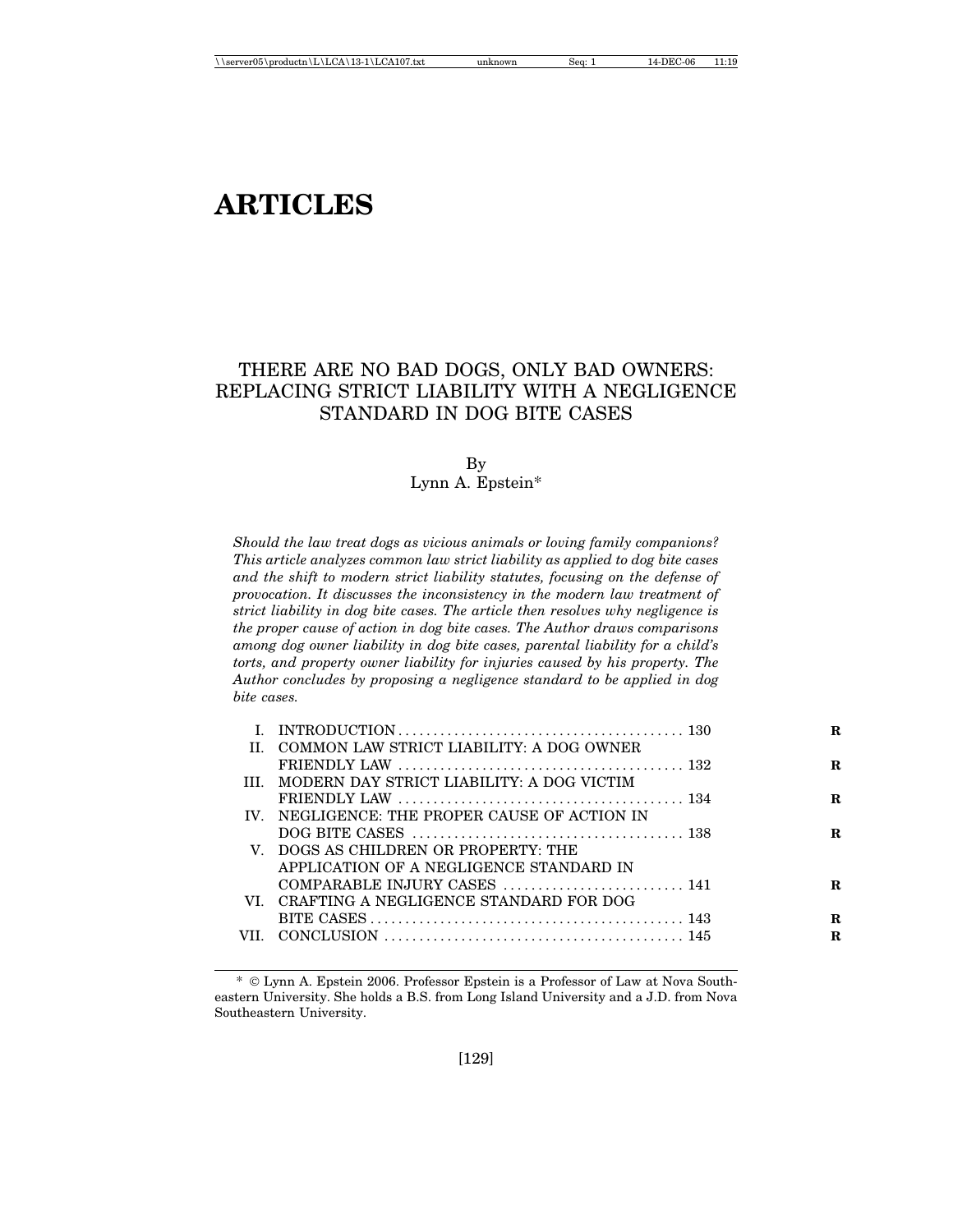# ARTICLES

## THERE ARE NO BAD DOGS, ONLY BAD OWNERS: REPLACING STRICT LIABILITY WITH A NEGLIGENCE STANDARD IN DOG BITE CASES

By
Lynn A. Epstein*

*Should the law treat dogs as vicious animals or loving family companions? This article analyzes common law strict liability as applied to dog bite cases and the shift to modern strict liability statutes, focusing on the defense of provocation. It discusses the inconsistency in the modern law treatment of strict liability in dog bite cases. The article then resolves why negligence is the proper cause of action in dog bite cases. The Author draws comparisons among dog owner liability in dog bite cases, parental liability for a child's torts, and property owner liability for injuries caused by his property. The Author concludes by proposing a negligence standard to be applied in dog bite cases.*

| | | |
|---|---|---|
| I. | INTRODUCTION | 130 |
| II. | COMMON LAW STRICT LIABILITY: A DOG OWNER FRIENDLY LAW | 132 |
| III. | MODERN DAY STRICT LIABILITY: A DOG VICTIM FRIENDLY LAW | 134 |
| IV. | NEGLIGENCE: THE PROPER CAUSE OF ACTION IN DOG BITE CASES | 138 |
| V. | DOGS AS CHILDREN OR PROPERTY: THE APPLICATION OF A NEGLIGENCE STANDARD IN COMPARABLE INJURY CASES | 141 |
| VI. | CRAFTING A NEGLIGENCE STANDARD FOR DOG BITE CASES | 143 |
| VII. | CONCLUSION | 145 |

\* © Lynn A. Epstein 2006. Professor Epstein is a Professor of Law at Nova Southeastern University. She holds a B.S. from Long Island University and a J.D. from Nova Southeastern University.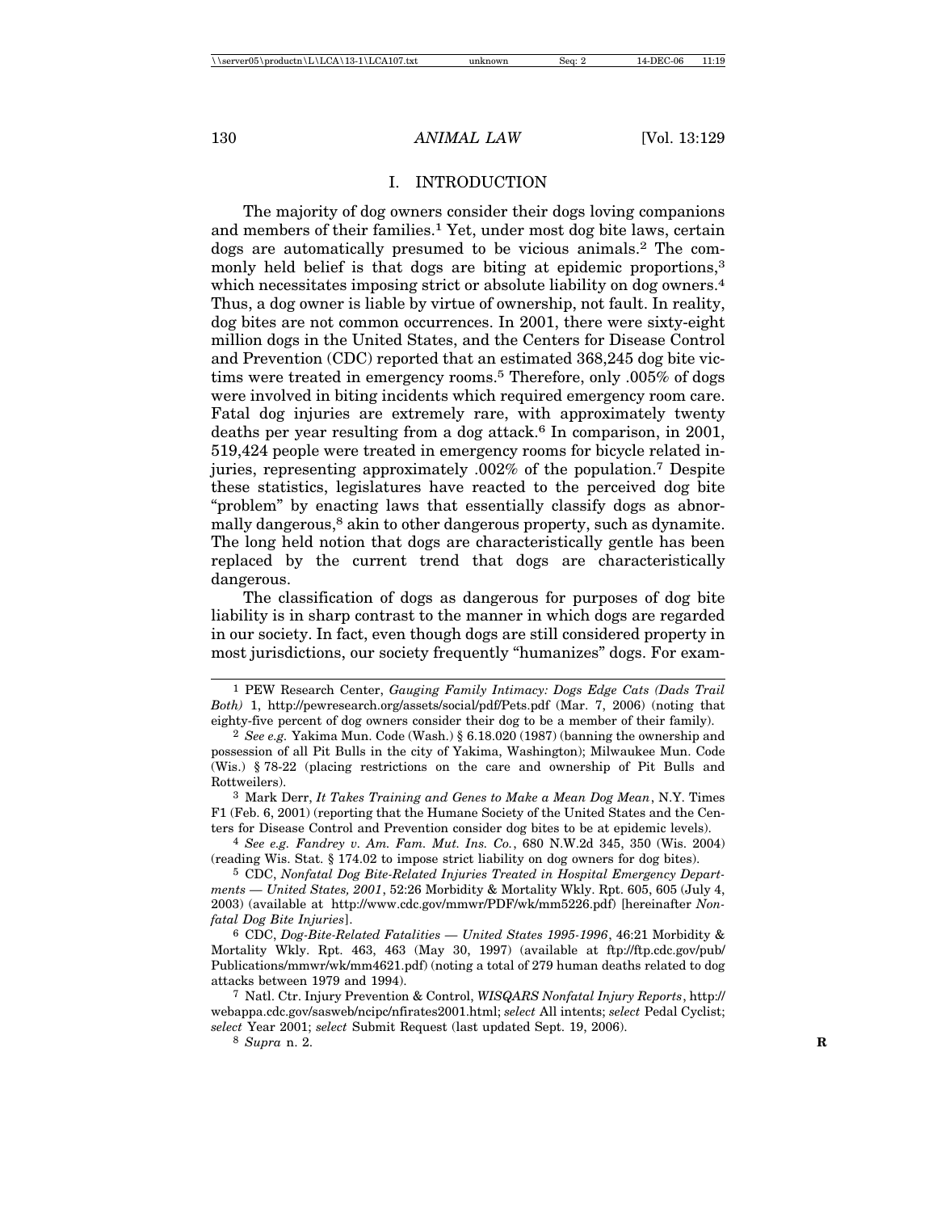## I. INTRODUCTION

The majority of dog owners consider their dogs loving companions and members of their families.[1] Yet, under most dog bite laws, certain dogs are automatically presumed to be vicious animals.[2] The commonly held belief is that dogs are biting at epidemic proportions,[3] which necessitates imposing strict or absolute liability on dog owners.[4] Thus, a dog owner is liable by virtue of ownership, not fault. In reality, dog bites are not common occurrences. In 2001, there were sixty-eight million dogs in the United States, and the Centers for Disease Control and Prevention (CDC) reported that an estimated 368,245 dog bite victims were treated in emergency rooms.[5] Therefore, only .005% of dogs were involved in biting incidents which required emergency room care. Fatal dog injuries are extremely rare, with approximately twenty deaths per year resulting from a dog attack.[6] In comparison, in 2001, 519,424 people were treated in emergency rooms for bicycle related injuries, representing approximately .002% of the population.[7] Despite these statistics, legislatures have reacted to the perceived dog bite "problem" by enacting laws that essentially classify dogs as abnormally dangerous,[8] akin to other dangerous property, such as dynamite. The long held notion that dogs are characteristically gentle has been replaced by the current trend that dogs are characteristically dangerous.

The classification of dogs as dangerous for purposes of dog bite liability is in sharp contrast to the manner in which dogs are regarded in our society. In fact, even though dogs are still considered property in most jurisdictions, our society frequently "humanizes" dogs. For exam-

---

1 PEW Research Center, *Gauging Family Intimacy: Dogs Edge Cats (Dads Trail Both)* 1, http://pewresearch.org/assets/social/pdf/Pets.pdf (Mar. 7, 2006) (noting that eighty-five percent of dog owners consider their dog to be a member of their family).

2 *See e.g.* Yakima Mun. Code (Wash.) § 6.18.020 (1987) (banning the ownership and possession of all Pit Bulls in the city of Yakima, Washington); Milwaukee Mun. Code (Wis.) § 78-22 (placing restrictions on the care and ownership of Pit Bulls and Rottweilers).

3 Mark Derr, *It Takes Training and Genes to Make a Mean Dog Mean*, N.Y. Times F1 (Feb. 6, 2001) (reporting that the Humane Society of the United States and the Centers for Disease Control and Prevention consider dog bites to be at epidemic levels).

4 *See e.g. Fandrey v. Am. Fam. Mut. Ins. Co.*, 680 N.W.2d 345, 350 (Wis. 2004) (reading Wis. Stat. § 174.02 to impose strict liability on dog owners for dog bites).

5 CDC, *Nonfatal Dog Bite-Related Injuries Treated in Hospital Emergency Departments — United States, 2001*, 52:26 Morbidity & Mortality Wkly. Rpt. 605, 605 (July 4, 2003) (available at http://www.cdc.gov/mmwr/PDF/wk/mm5226.pdf) [hereinafter *Nonfatal Dog Bite Injuries*].

6 CDC, *Dog-Bite-Related Fatalities — United States 1995-1996*, 46:21 Morbidity & Mortality Wkly. Rpt. 463, 463 (May 30, 1997) (available at ftp://ftp.cdc.gov/pub/Publications/mmwr/wk/mm4621.pdf) (noting a total of 279 human deaths related to dog attacks between 1979 and 1994).

7 Natl. Ctr. Injury Prevention & Control, *WISQARS Nonfatal Injury Reports*, http://webappa.cdc.gov/sasweb/ncipc/nfirates2001.html; *select* All intents; *select* Pedal Cyclist; *select* Year 2001; *select* Submit Request (last updated Sept. 19, 2006).

8 *Supra* n. 2.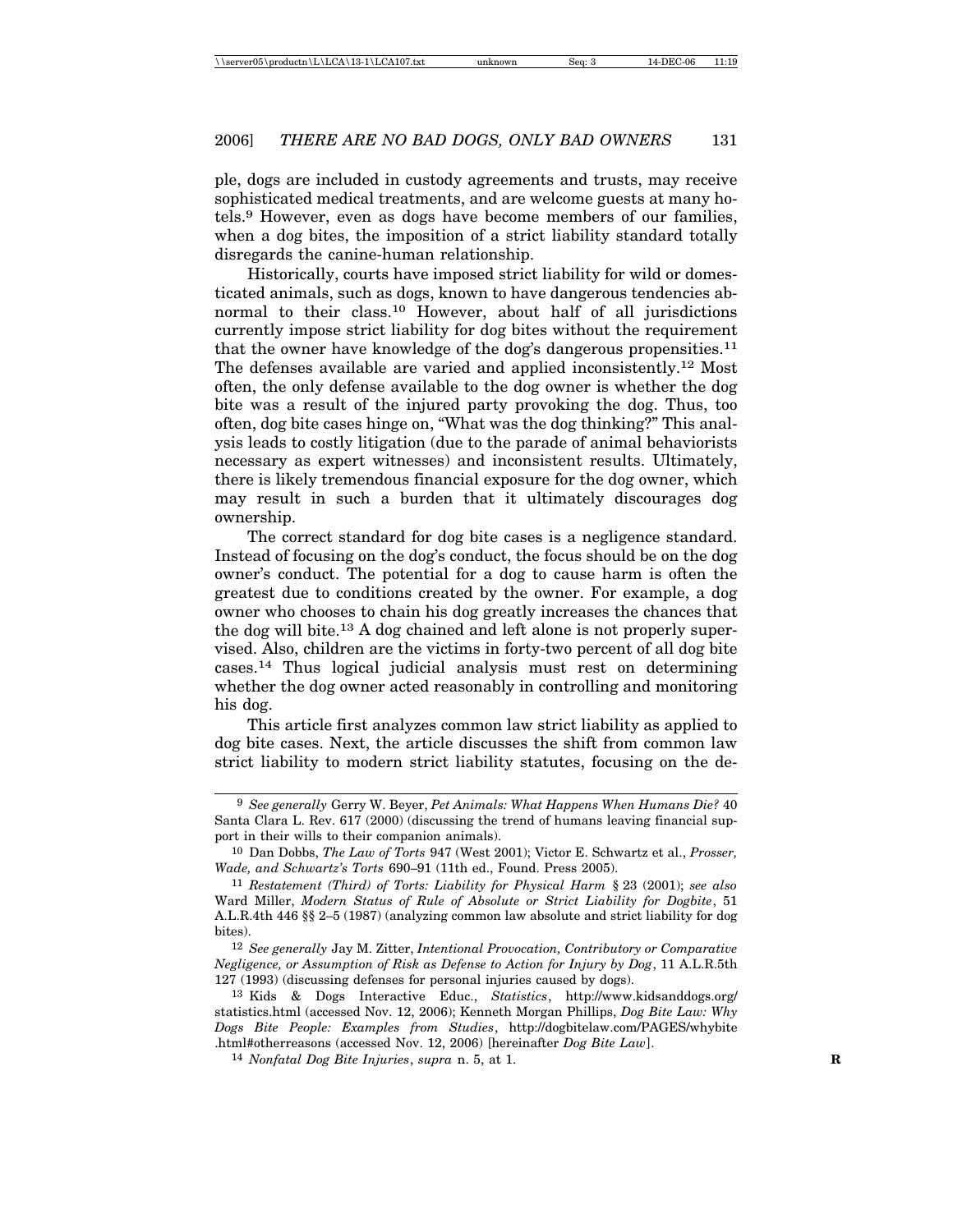ple, dogs are included in custody agreements and trusts, may receive sophisticated medical treatments, and are welcome guests at many hotels.[9] However, even as dogs have become members of our families, when a dog bites, the imposition of a strict liability standard totally disregards the canine-human relationship.

Historically, courts have imposed strict liability for wild or domesticated animals, such as dogs, known to have dangerous tendencies abnormal to their class.[10] However, about half of all jurisdictions currently impose strict liability for dog bites without the requirement that the owner have knowledge of the dog's dangerous propensities.[11] The defenses available are varied and applied inconsistently.[12] Most often, the only defense available to the dog owner is whether the dog bite was a result of the injured party provoking the dog. Thus, too often, dog bite cases hinge on, "What was the dog thinking?" This analysis leads to costly litigation (due to the parade of animal behaviorists necessary as expert witnesses) and inconsistent results. Ultimately, there is likely tremendous financial exposure for the dog owner, which may result in such a burden that it ultimately discourages dog ownership.

The correct standard for dog bite cases is a negligence standard. Instead of focusing on the dog's conduct, the focus should be on the dog owner's conduct. The potential for a dog to cause harm is often the greatest due to conditions created by the owner. For example, a dog owner who chooses to chain his dog greatly increases the chances that the dog will bite.[13] A dog chained and left alone is not properly supervised. Also, children are the victims in forty-two percent of all dog bite cases.[14] Thus logical judicial analysis must rest on determining whether the dog owner acted reasonably in controlling and monitoring his dog.

This article first analyzes common law strict liability as applied to dog bite cases. Next, the article discusses the shift from common law strict liability to modern strict liability statutes, focusing on the de-

---

[9] *See generally* Gerry W. Beyer, *Pet Animals: What Happens When Humans Die?* 40 Santa Clara L. Rev. 617 (2000) (discussing the trend of humans leaving financial support in their wills to their companion animals).

[10] Dan Dobbs, *The Law of Torts* 947 (West 2001); Victor E. Schwartz et al., *Prosser, Wade, and Schwartz's Torts* 690–91 (11th ed., Found. Press 2005).

[11] *Restatement (Third) of Torts: Liability for Physical Harm* § 23 (2001); *see also* Ward Miller, *Modern Status of Rule of Absolute or Strict Liability for Dogbite*, 51 A.L.R.4th 446 §§ 2–5 (1987) (analyzing common law absolute and strict liability for dog bites).

[12] *See generally* Jay M. Zitter, *Intentional Provocation, Contributory or Comparative Negligence, or Assumption of Risk as Defense to Action for Injury by Dog*, 11 A.L.R.5th 127 (1993) (discussing defenses for personal injuries caused by dogs).

[13] Kids & Dogs Interactive Educ., *Statistics*, http://www.kidsanddogs.org/statistics.html (accessed Nov. 12, 2006); Kenneth Morgan Phillips, *Dog Bite Law: Why Dogs Bite People: Examples from Studies*, http://dogbitelaw.com/PAGES/whybite.html#otherreasons (accessed Nov. 12, 2006) [hereinafter *Dog Bite Law*].

[14] *Nonfatal Dog Bite Injuries*, *supra* n. 5, at 1.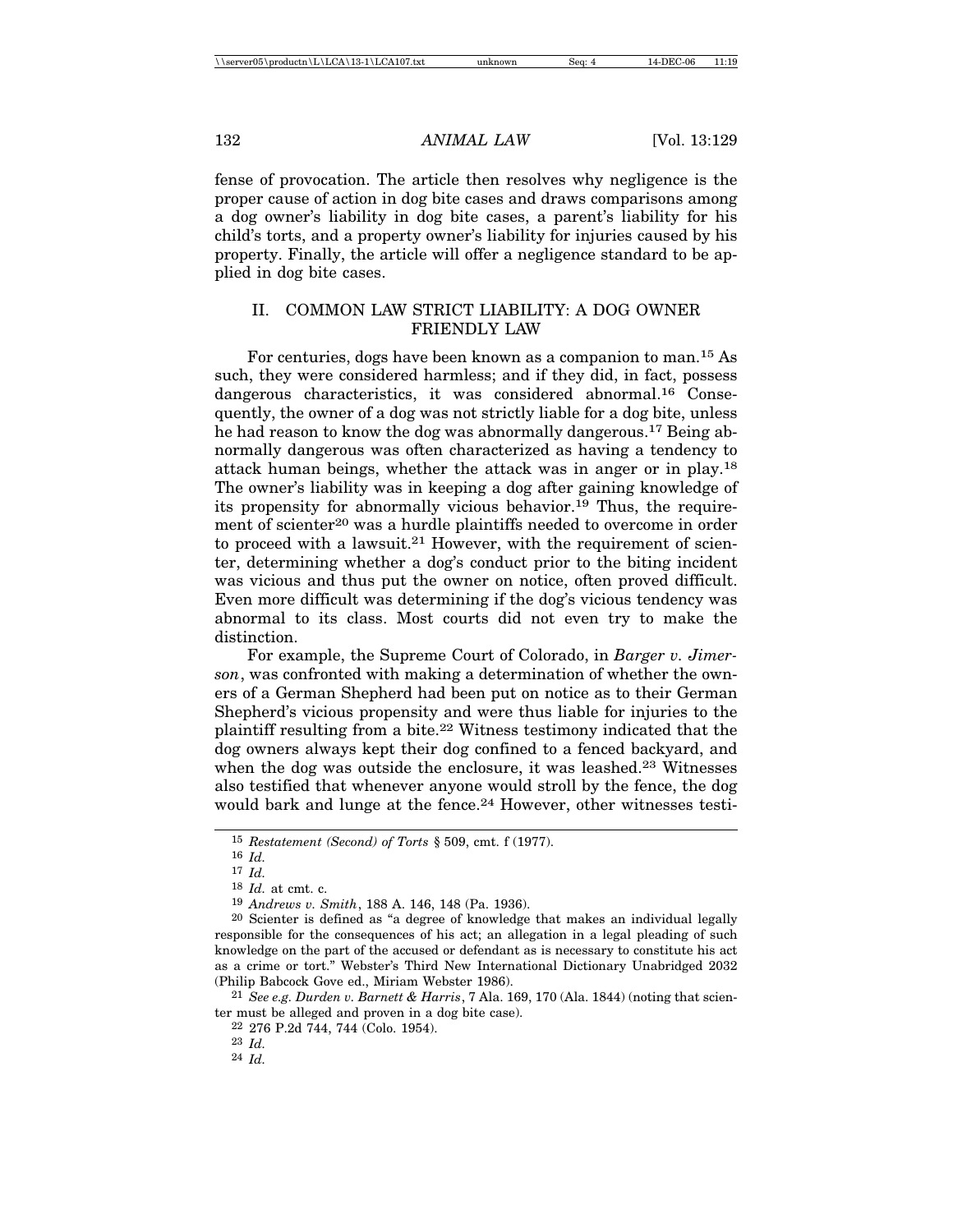fense of provocation. The article then resolves why negligence is the proper cause of action in dog bite cases and draws comparisons among a dog owner's liability in dog bite cases, a parent's liability for his child's torts, and a property owner's liability for injuries caused by his property. Finally, the article will offer a negligence standard to be applied in dog bite cases.

## II. COMMON LAW STRICT LIABILITY: A DOG OWNER FRIENDLY LAW

For centuries, dogs have been known as a companion to man.[15] As such, they were considered harmless; and if they did, in fact, possess dangerous characteristics, it was considered abnormal.[16] Consequently, the owner of a dog was not strictly liable for a dog bite, unless he had reason to know the dog was abnormally dangerous.[17] Being abnormally dangerous was often characterized as having a tendency to attack human beings, whether the attack was in anger or in play.[18] The owner's liability was in keeping a dog after gaining knowledge of its propensity for abnormally vicious behavior.[19] Thus, the requirement of scienter[20] was a hurdle plaintiffs needed to overcome in order to proceed with a lawsuit.[21] However, with the requirement of scienter, determining whether a dog's conduct prior to the biting incident was vicious and thus put the owner on notice, often proved difficult. Even more difficult was determining if the dog's vicious tendency was abnormal to its class. Most courts did not even try to make the distinction.

For example, the Supreme Court of Colorado, in *Barger v. Jimerson*, was confronted with making a determination of whether the owners of a German Shepherd had been put on notice as to their German Shepherd's vicious propensity and were thus liable for injuries to the plaintiff resulting from a bite.[22] Witness testimony indicated that the dog owners always kept their dog confined to a fenced backyard, and when the dog was outside the enclosure, it was leashed.[23] Witnesses also testified that whenever anyone would stroll by the fence, the dog would bark and lunge at the fence.[24] However, other witnesses testi-

---

15 *Restatement (Second) of Torts* § 509, cmt. f (1977).

16 *Id.*

17 *Id.*

18 *Id.* at cmt. c.

19 *Andrews v. Smith*, 188 A. 146, 148 (Pa. 1936).

20 Scienter is defined as "a degree of knowledge that makes an individual legally responsible for the consequences of his act; an allegation in a legal pleading of such knowledge on the part of the accused or defendant as is necessary to constitute his act as a crime or tort." Webster's Third New International Dictionary Unabridged 2032 (Philip Babcock Gove ed., Miriam Webster 1986).

21 *See e.g. Durden v. Barnett & Harris*, 7 Ala. 169, 170 (Ala. 1844) (noting that scienter must be alleged and proven in a dog bite case).

22 276 P.2d 744, 744 (Colo. 1954).

23 *Id.*

24 *Id.*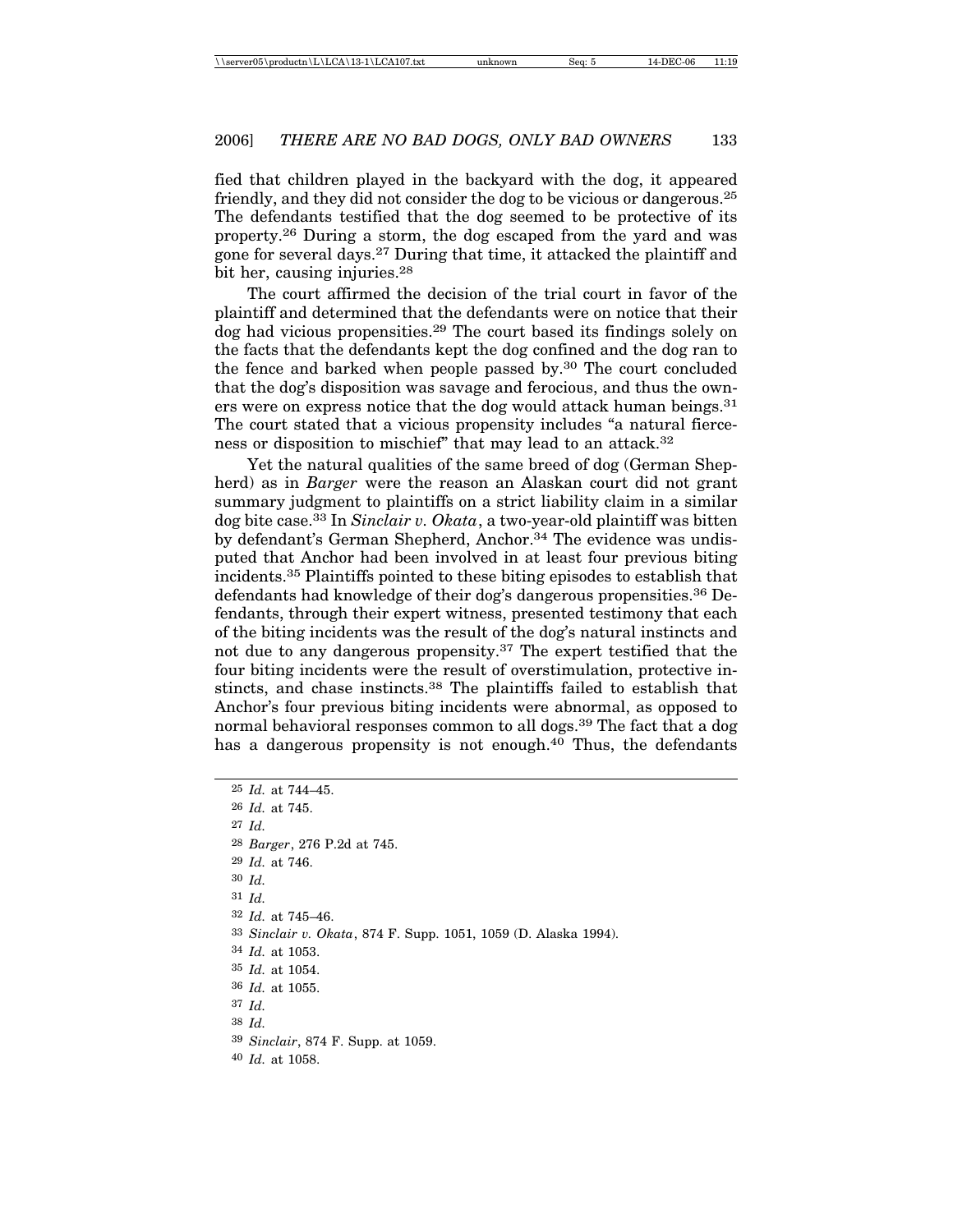fied that children played in the backyard with the dog, it appeared friendly, and they did not consider the dog to be vicious or dangerous.[25] The defendants testified that the dog seemed to be protective of its property.[26] During a storm, the dog escaped from the yard and was gone for several days.[27] During that time, it attacked the plaintiff and bit her, causing injuries.[28]

The court affirmed the decision of the trial court in favor of the plaintiff and determined that the defendants were on notice that their dog had vicious propensities.[29] The court based its findings solely on the facts that the defendants kept the dog confined and the dog ran to the fence and barked when people passed by.[30] The court concluded that the dog's disposition was savage and ferocious, and thus the owners were on express notice that the dog would attack human beings.[31] The court stated that a vicious propensity includes "a natural fierceness or disposition to mischief" that may lead to an attack.[32]

Yet the natural qualities of the same breed of dog (German Shepherd) as in *Barger* were the reason an Alaskan court did not grant summary judgment to plaintiffs on a strict liability claim in a similar dog bite case.[33] In *Sinclair v. Okata*, a two-year-old plaintiff was bitten by defendant's German Shepherd, Anchor.[34] The evidence was undisputed that Anchor had been involved in at least four previous biting incidents.[35] Plaintiffs pointed to these biting episodes to establish that defendants had knowledge of their dog's dangerous propensities.[36] Defendants, through their expert witness, presented testimony that each of the biting incidents was the result of the dog's natural instincts and not due to any dangerous propensity.[37] The expert testified that the four biting incidents were the result of overstimulation, protective instincts, and chase instincts.[38] The plaintiffs failed to establish that Anchor's four previous biting incidents were abnormal, as opposed to normal behavioral responses common to all dogs.[39] The fact that a dog has a dangerous propensity is not enough.[40] Thus, the defendants

---

[25] *Id.* at 744–45.

[26] *Id.* at 745.

[27] *Id.*

[28] *Barger*, 276 P.2d at 745.

[29] *Id.* at 746.

[30] *Id.*

[31] *Id.*

[32] *Id.* at 745–46.

[33] *Sinclair v. Okata*, 874 F. Supp. 1051, 1059 (D. Alaska 1994).

[34] *Id.* at 1053.

[35] *Id.* at 1054.

[36] *Id.* at 1055.

[37] *Id.*

[38] *Id.*

[39] *Sinclair*, 874 F. Supp. at 1059.

[40] *Id.* at 1058.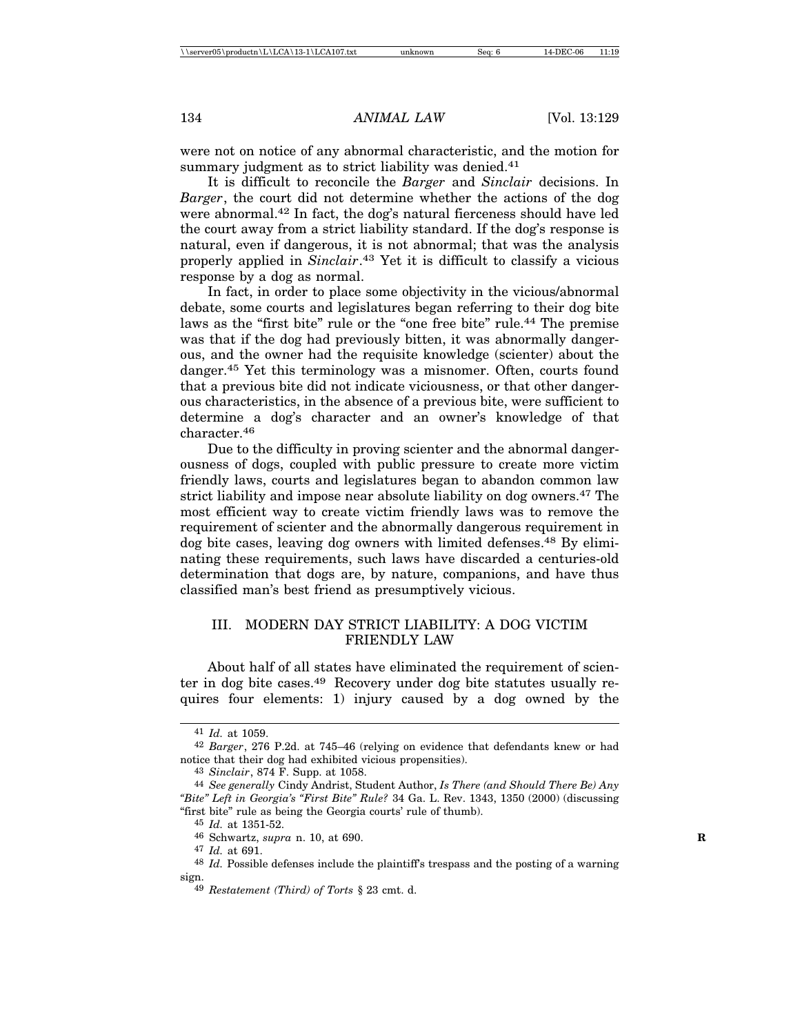were not on notice of any abnormal characteristic, and the motion for summary judgment as to strict liability was denied.[41]

It is difficult to reconcile the *Barger* and *Sinclair* decisions. In *Barger*, the court did not determine whether the actions of the dog were abnormal.[42] In fact, the dog's natural fierceness should have led the court away from a strict liability standard. If the dog's response is natural, even if dangerous, it is not abnormal; that was the analysis properly applied in *Sinclair*.[43] Yet it is difficult to classify a vicious response by a dog as normal.

In fact, in order to place some objectivity in the vicious/abnormal debate, some courts and legislatures began referring to their dog bite laws as the "first bite" rule or the "one free bite" rule.[44] The premise was that if the dog had previously bitten, it was abnormally dangerous, and the owner had the requisite knowledge (scienter) about the danger.[45] Yet this terminology was a misnomer. Often, courts found that a previous bite did not indicate viciousness, or that other dangerous characteristics, in the absence of a previous bite, were sufficient to determine a dog's character and an owner's knowledge of that character.[46]

Due to the difficulty in proving scienter and the abnormal dangerousness of dogs, coupled with public pressure to create more victim friendly laws, courts and legislatures began to abandon common law strict liability and impose near absolute liability on dog owners.[47] The most efficient way to create victim friendly laws was to remove the requirement of scienter and the abnormally dangerous requirement in dog bite cases, leaving dog owners with limited defenses.[48] By eliminating these requirements, such laws have discarded a centuries-old determination that dogs are, by nature, companions, and have thus classified man's best friend as presumptively vicious.

## III. MODERN DAY STRICT LIABILITY: A DOG VICTIM FRIENDLY LAW

About half of all states have eliminated the requirement of scienter in dog bite cases.[49] Recovery under dog bite statutes usually requires four elements: 1) injury caused by a dog owned by the

---

[41] *Id.* at 1059.

[42] *Barger*, 276 P.2d. at 745–46 (relying on evidence that defendants knew or had notice that their dog had exhibited vicious propensities).

[43] *Sinclair*, 874 F. Supp. at 1058.

[44] *See generally* Cindy Andrist, Student Author, *Is There (and Should There Be) Any "Bite" Left in Georgia's "First Bite" Rule?* 34 Ga. L. Rev. 1343, 1350 (2000) (discussing "first bite" rule as being the Georgia courts' rule of thumb).

[45] *Id.* at 1351-52.

[46] Schwartz, *supra* n. 10, at 690.

[47] *Id.* at 691.

[48] *Id.* Possible defenses include the plaintiff's trespass and the posting of a warning sign.

[49] *Restatement (Third) of Torts* § 23 cmt. d.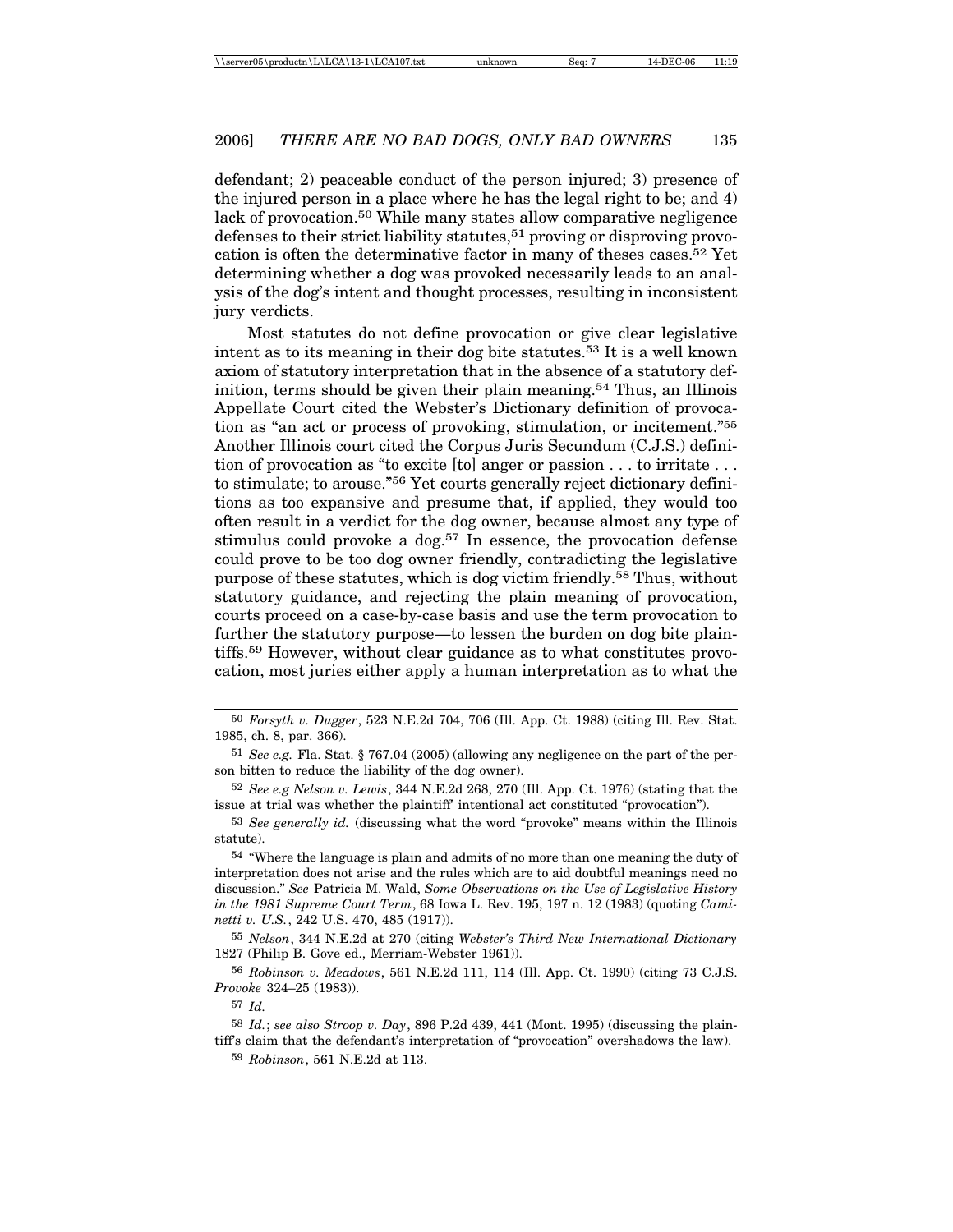defendant; 2) peaceable conduct of the person injured; 3) presence of the injured person in a place where he has the legal right to be; and 4) lack of provocation.[50] While many states allow comparative negligence defenses to their strict liability statutes,[51] proving or disproving provocation is often the determinative factor in many of theses cases.[52] Yet determining whether a dog was provoked necessarily leads to an analysis of the dog's intent and thought processes, resulting in inconsistent jury verdicts.

Most statutes do not define provocation or give clear legislative intent as to its meaning in their dog bite statutes.[53] It is a well known axiom of statutory interpretation that in the absence of a statutory definition, terms should be given their plain meaning.[54] Thus, an Illinois Appellate Court cited the Webster's Dictionary definition of provocation as "an act or process of provoking, stimulation, or incitement."[55] Another Illinois court cited the Corpus Juris Secundum (C.J.S.) definition of provocation as "to excite [to] anger or passion . . . to irritate . . . to stimulate; to arouse."[56] Yet courts generally reject dictionary definitions as too expansive and presume that, if applied, they would too often result in a verdict for the dog owner, because almost any type of stimulus could provoke a dog.[57] In essence, the provocation defense could prove to be too dog owner friendly, contradicting the legislative purpose of these statutes, which is dog victim friendly.[58] Thus, without statutory guidance, and rejecting the plain meaning of provocation, courts proceed on a case-by-case basis and use the term provocation to further the statutory purpose—to lessen the burden on dog bite plaintiffs.[59] However, without clear guidance as to what constitutes provocation, most juries either apply a human interpretation as to what the

---

[50] *Forsyth v. Dugger*, 523 N.E.2d 704, 706 (Ill. App. Ct. 1988) (citing Ill. Rev. Stat. 1985, ch. 8, par. 366).

[51] *See e.g.* Fla. Stat. § 767.04 (2005) (allowing any negligence on the part of the person bitten to reduce the liability of the dog owner).

[52] *See e.g Nelson v. Lewis*, 344 N.E.2d 268, 270 (Ill. App. Ct. 1976) (stating that the issue at trial was whether the plaintiff' intentional act constituted "provocation").

[53] *See generally id.* (discussing what the word "provoke" means within the Illinois statute).

[54] "Where the language is plain and admits of no more than one meaning the duty of interpretation does not arise and the rules which are to aid doubtful meanings need no discussion." *See* Patricia M. Wald, *Some Observations on the Use of Legislative History in the 1981 Supreme Court Term*, 68 Iowa L. Rev. 195, 197 n. 12 (1983) (quoting *Caminetti v. U.S.*, 242 U.S. 470, 485 (1917)).

[55] *Nelson*, 344 N.E.2d at 270 (citing *Webster's Third New International Dictionary* 1827 (Philip B. Gove ed., Merriam-Webster 1961)).

[56] *Robinson v. Meadows*, 561 N.E.2d 111, 114 (Ill. App. Ct. 1990) (citing 73 C.J.S. *Provoke* 324–25 (1983)).

[57] *Id.*

[58] *Id.*; *see also Stroop v. Day*, 896 P.2d 439, 441 (Mont. 1995) (discussing the plaintiff's claim that the defendant's interpretation of "provocation" overshadows the law).

[59] *Robinson*, 561 N.E.2d at 113.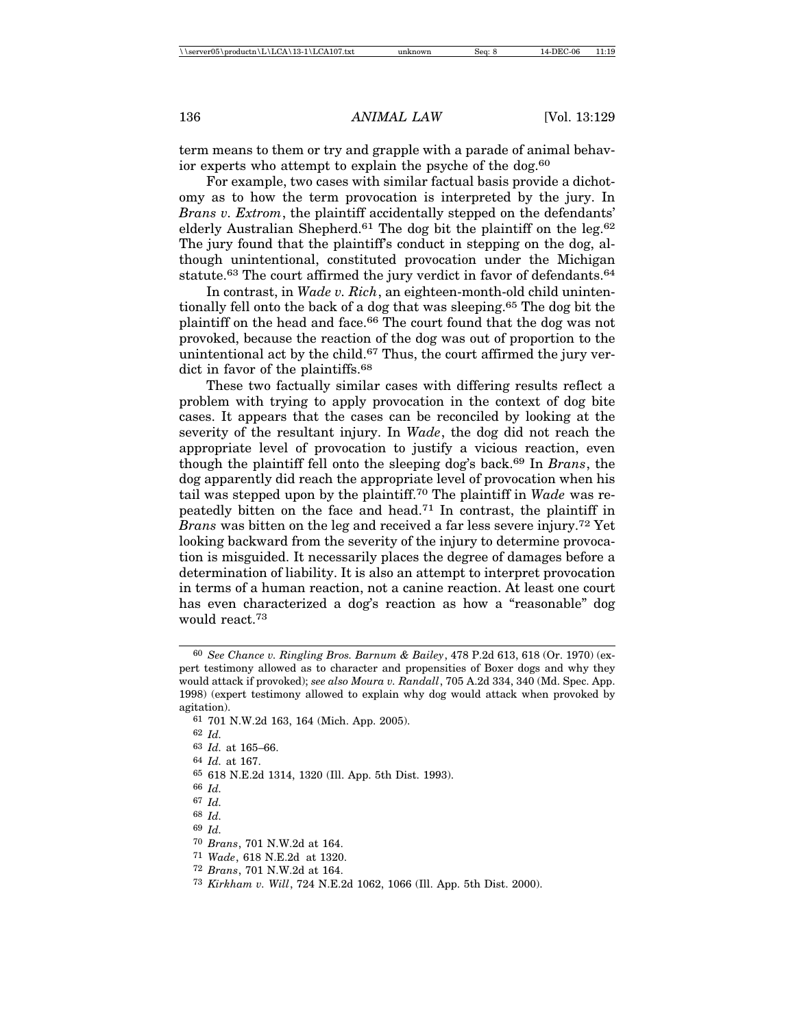term means to them or try and grapple with a parade of animal behavior experts who attempt to explain the psyche of the dog.[60]

For example, two cases with similar factual basis provide a dichotomy as to how the term provocation is interpreted by the jury. In *Brans v. Extrom*, the plaintiff accidentally stepped on the defendants' elderly Australian Shepherd.[61] The dog bit the plaintiff on the leg.[62] The jury found that the plaintiff's conduct in stepping on the dog, although unintentional, constituted provocation under the Michigan statute.[63] The court affirmed the jury verdict in favor of defendants.[64]

In contrast, in *Wade v. Rich*, an eighteen-month-old child unintentionally fell onto the back of a dog that was sleeping.[65] The dog bit the plaintiff on the head and face.[66] The court found that the dog was not provoked, because the reaction of the dog was out of proportion to the unintentional act by the child.[67] Thus, the court affirmed the jury verdict in favor of the plaintiffs.[68]

These two factually similar cases with differing results reflect a problem with trying to apply provocation in the context of dog bite cases. It appears that the cases can be reconciled by looking at the severity of the resultant injury. In *Wade*, the dog did not reach the appropriate level of provocation to justify a vicious reaction, even though the plaintiff fell onto the sleeping dog's back.[69] In *Brans*, the dog apparently did reach the appropriate level of provocation when his tail was stepped upon by the plaintiff.[70] The plaintiff in *Wade* was repeatedly bitten on the face and head.[71] In contrast, the plaintiff in *Brans* was bitten on the leg and received a far less severe injury.[72] Yet looking backward from the severity of the injury to determine provocation is misguided. It necessarily places the degree of damages before a determination of liability. It is also an attempt to interpret provocation in terms of a human reaction, not a canine reaction. At least one court has even characterized a dog's reaction as how a "reasonable" dog would react.[73]

---

[60] *See Chance v. Ringling Bros. Barnum & Bailey*, 478 P.2d 613, 618 (Or. 1970) (expert testimony allowed as to character and propensities of Boxer dogs and why they would attack if provoked); *see also Moura v. Randall*, 705 A.2d 334, 340 (Md. Spec. App. 1998) (expert testimony allowed to explain why dog would attack when provoked by agitation).

[61] 701 N.W.2d 163, 164 (Mich. App. 2005).

[62] *Id.*

[63] *Id.* at 165–66.

[64] *Id.* at 167.

[65] 618 N.E.2d 1314, 1320 (Ill. App. 5th Dist. 1993).

[66] *Id.*

[67] *Id.*

[68] *Id.*

[69] *Id.*

[70] *Brans*, 701 N.W.2d at 164.

[71] *Wade*, 618 N.E.2d at 1320.

[72] *Brans*, 701 N.W.2d at 164.

[73] *Kirkham v. Will*, 724 N.E.2d 1062, 1066 (Ill. App. 5th Dist. 2000).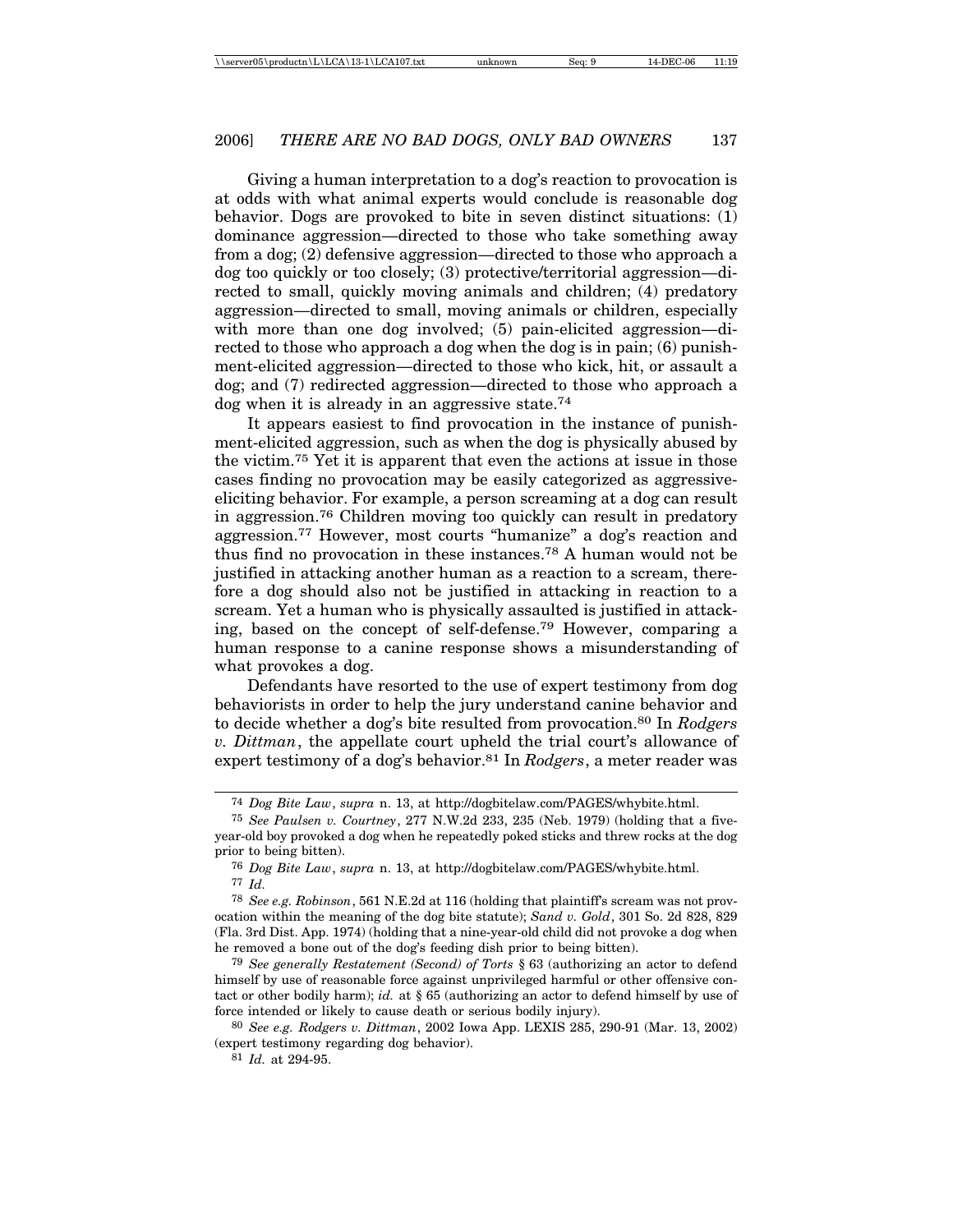Giving a human interpretation to a dog's reaction to provocation is at odds with what animal experts would conclude is reasonable dog behavior. Dogs are provoked to bite in seven distinct situations: (1) dominance aggression—directed to those who take something away from a dog; (2) defensive aggression—directed to those who approach a dog too quickly or too closely; (3) protective/territorial aggression—directed to small, quickly moving animals and children; (4) predatory aggression—directed to small, moving animals or children, especially with more than one dog involved; (5) pain-elicited aggression—directed to those who approach a dog when the dog is in pain; (6) punishment-elicited aggression—directed to those who kick, hit, or assault a dog; and (7) redirected aggression—directed to those who approach a dog when it is already in an aggressive state.[74]

It appears easiest to find provocation in the instance of punishment-elicited aggression, such as when the dog is physically abused by the victim.[75] Yet it is apparent that even the actions at issue in those cases finding no provocation may be easily categorized as aggressive-eliciting behavior. For example, a person screaming at a dog can result in aggression.[76] Children moving too quickly can result in predatory aggression.[77] However, most courts "humanize" a dog's reaction and thus find no provocation in these instances.[78] A human would not be justified in attacking another human as a reaction to a scream, therefore a dog should also not be justified in attacking in reaction to a scream. Yet a human who is physically assaulted is justified in attacking, based on the concept of self-defense.[79] However, comparing a human response to a canine response shows a misunderstanding of what provokes a dog.

Defendants have resorted to the use of expert testimony from dog behaviorists in order to help the jury understand canine behavior and to decide whether a dog's bite resulted from provocation.[80] In *Rodgers v. Dittman*, the appellate court upheld the trial court's allowance of expert testimony of a dog's behavior.[81] In *Rodgers*, a meter reader was

---

[74] *Dog Bite Law*, *supra* n. 13, at http://dogbitelaw.com/PAGES/whybite.html.

[75] *See Paulsen v. Courtney*, 277 N.W.2d 233, 235 (Neb. 1979) (holding that a five-year-old boy provoked a dog when he repeatedly poked sticks and threw rocks at the dog prior to being bitten).

[76] *Dog Bite Law*, *supra* n. 13, at http://dogbitelaw.com/PAGES/whybite.html.

[77] *Id.*

[78] *See e.g. Robinson*, 561 N.E.2d at 116 (holding that plaintiff's scream was not provocation within the meaning of the dog bite statute); *Sand v. Gold*, 301 So. 2d 828, 829 (Fla. 3rd Dist. App. 1974) (holding that a nine-year-old child did not provoke a dog when he removed a bone out of the dog's feeding dish prior to being bitten).

[79] *See generally Restatement (Second) of Torts* § 63 (authorizing an actor to defend himself by use of reasonable force against unprivileged harmful or other offensive contact or other bodily harm); *id.* at § 65 (authorizing an actor to defend himself by use of force intended or likely to cause death or serious bodily injury).

[80] *See e.g. Rodgers v. Dittman*, 2002 Iowa App. LEXIS 285, 290-91 (Mar. 13, 2002) (expert testimony regarding dog behavior).

[81] *Id.* at 294-95.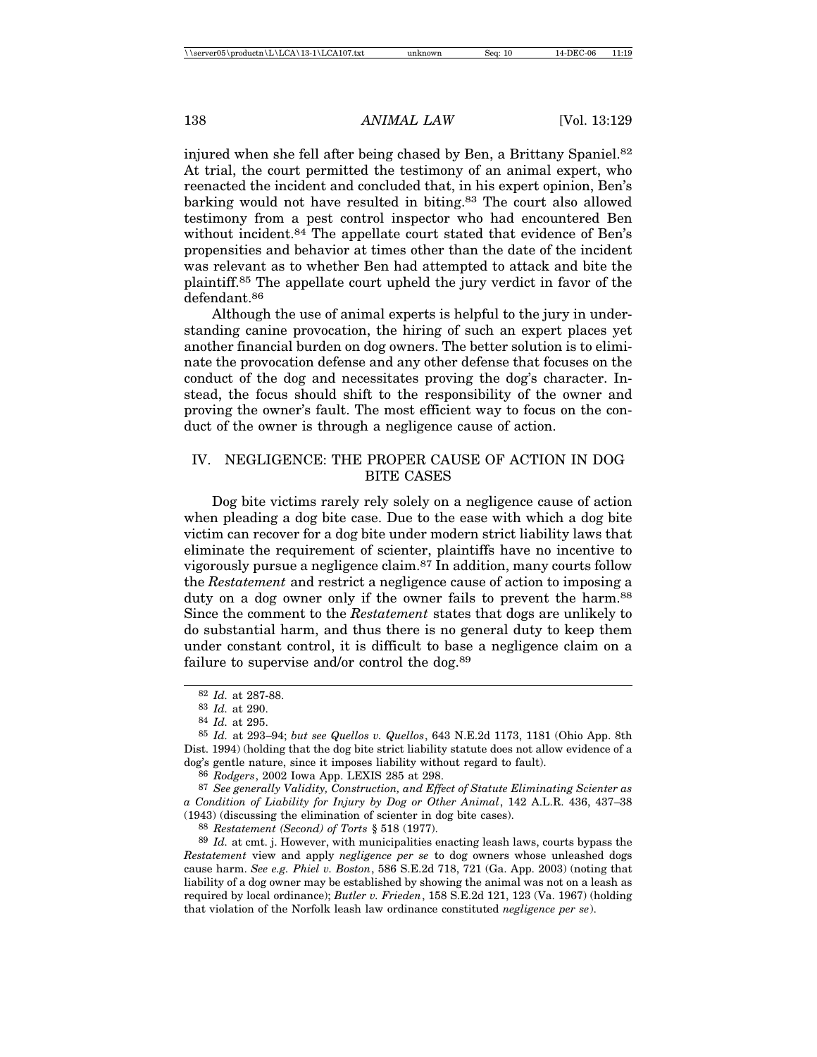injured when she fell after being chased by Ben, a Brittany Spaniel.[82] At trial, the court permitted the testimony of an animal expert, who reenacted the incident and concluded that, in his expert opinion, Ben's barking would not have resulted in biting.[83] The court also allowed testimony from a pest control inspector who had encountered Ben without incident.[84] The appellate court stated that evidence of Ben's propensities and behavior at times other than the date of the incident was relevant as to whether Ben had attempted to attack and bite the plaintiff.[85] The appellate court upheld the jury verdict in favor of the defendant.[86]

Although the use of animal experts is helpful to the jury in understanding canine provocation, the hiring of such an expert places yet another financial burden on dog owners. The better solution is to eliminate the provocation defense and any other defense that focuses on the conduct of the dog and necessitates proving the dog's character. Instead, the focus should shift to the responsibility of the owner and proving the owner's fault. The most efficient way to focus on the conduct of the owner is through a negligence cause of action.

## IV. NEGLIGENCE: THE PROPER CAUSE OF ACTION IN DOG BITE CASES

Dog bite victims rarely rely solely on a negligence cause of action when pleading a dog bite case. Due to the ease with which a dog bite victim can recover for a dog bite under modern strict liability laws that eliminate the requirement of scienter, plaintiffs have no incentive to vigorously pursue a negligence claim.[87] In addition, many courts follow the *Restatement* and restrict a negligence cause of action to imposing a duty on a dog owner only if the owner fails to prevent the harm.[88] Since the comment to the *Restatement* states that dogs are unlikely to do substantial harm, and thus there is no general duty to keep them under constant control, it is difficult to base a negligence claim on a failure to supervise and/or control the dog.[89]

---

[82] *Id.* at 287-88.

[83] *Id.* at 290.

[84] *Id.* at 295.

[85] *Id.* at 293–94; *but see Quellos v. Quellos*, 643 N.E.2d 1173, 1181 (Ohio App. 8th Dist. 1994) (holding that the dog bite strict liability statute does not allow evidence of a dog's gentle nature, since it imposes liability without regard to fault).

[86] *Rodgers*, 2002 Iowa App. LEXIS 285 at 298.

[87] *See generally Validity, Construction, and Effect of Statute Eliminating Scienter as a Condition of Liability for Injury by Dog or Other Animal*, 142 A.L.R. 436, 437–38 (1943) (discussing the elimination of scienter in dog bite cases).

[88] *Restatement (Second) of Torts* § 518 (1977).

[89] *Id.* at cmt. j. However, with municipalities enacting leash laws, courts bypass the *Restatement* view and apply *negligence per se* to dog owners whose unleashed dogs cause harm. *See e.g. Phiel v. Boston*, 586 S.E.2d 718, 721 (Ga. App. 2003) (noting that liability of a dog owner may be established by showing the animal was not on a leash as required by local ordinance); *Butler v. Frieden*, 158 S.E.2d 121, 123 (Va. 1967) (holding that violation of the Norfolk leash law ordinance constituted *negligence per se*).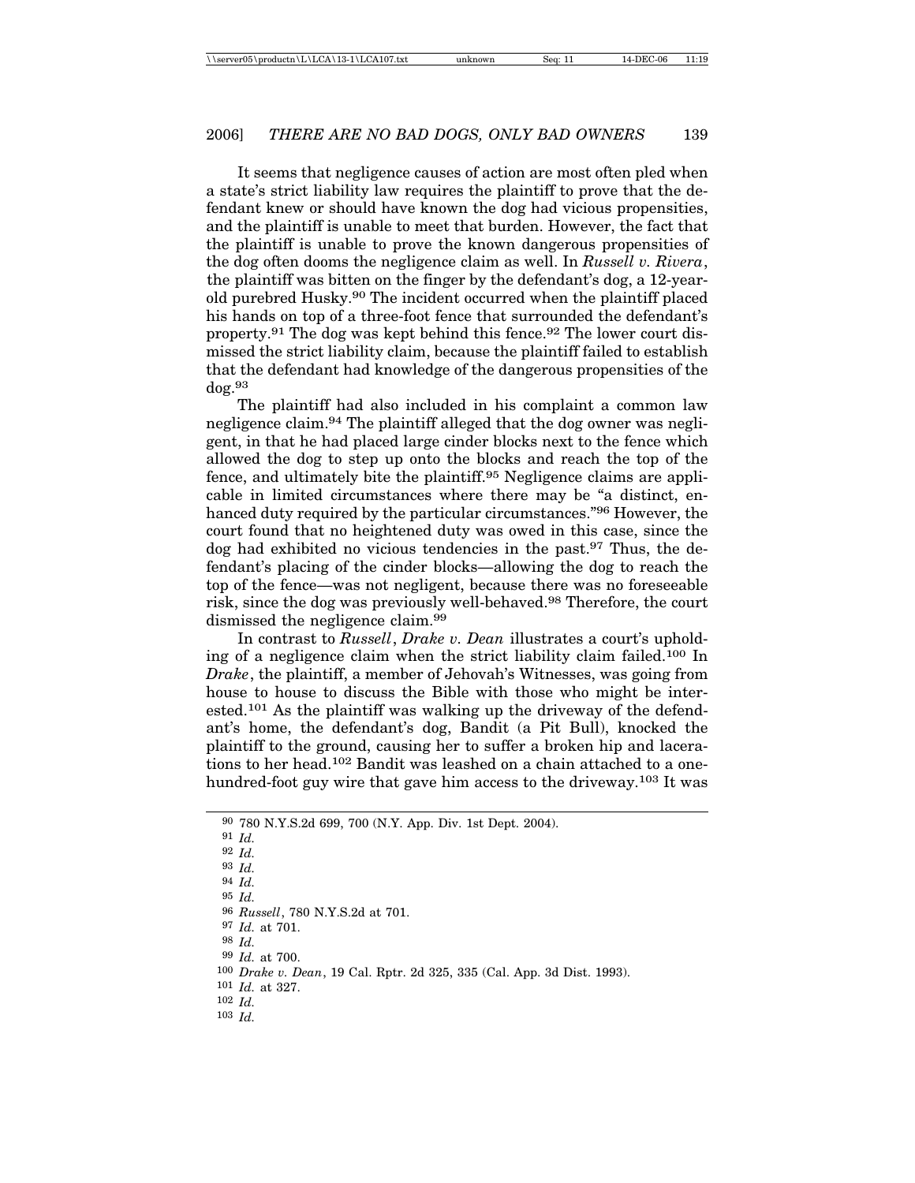It seems that negligence causes of action are most often pled when a state's strict liability law requires the plaintiff to prove that the defendant knew or should have known the dog had vicious propensities, and the plaintiff is unable to meet that burden. However, the fact that the plaintiff is unable to prove the known dangerous propensities of the dog often dooms the negligence claim as well. In *Russell v. Rivera*, the plaintiff was bitten on the finger by the defendant's dog, a 12-year-old purebred Husky.[90] The incident occurred when the plaintiff placed his hands on top of a three-foot fence that surrounded the defendant's property.[91] The dog was kept behind this fence.[92] The lower court dismissed the strict liability claim, because the plaintiff failed to establish that the defendant had knowledge of the dangerous propensities of the dog.[93]

The plaintiff had also included in his complaint a common law negligence claim.[94] The plaintiff alleged that the dog owner was negligent, in that he had placed large cinder blocks next to the fence which allowed the dog to step up onto the blocks and reach the top of the fence, and ultimately bite the plaintiff.[95] Negligence claims are applicable in limited circumstances where there may be "a distinct, enhanced duty required by the particular circumstances."[96] However, the court found that no heightened duty was owed in this case, since the dog had exhibited no vicious tendencies in the past.[97] Thus, the defendant's placing of the cinder blocks—allowing the dog to reach the top of the fence—was not negligent, because there was no foreseeable risk, since the dog was previously well-behaved.[98] Therefore, the court dismissed the negligence claim.[99]

In contrast to *Russell*, *Drake v. Dean* illustrates a court's upholding of a negligence claim when the strict liability claim failed.[100] In *Drake*, the plaintiff, a member of Jehovah's Witnesses, was going from house to house to discuss the Bible with those who might be interested.[101] As the plaintiff was walking up the driveway of the defendant's home, the defendant's dog, Bandit (a Pit Bull), knocked the plaintiff to the ground, causing her to suffer a broken hip and lacerations to her head.[102] Bandit was leashed on a chain attached to a one-hundred-foot guy wire that gave him access to the driveway.[103] It was

---

[90] 780 N.Y.S.2d 699, 700 (N.Y. App. Div. 1st Dept. 2004).
[91] *Id.*
[92] *Id.*
[93] *Id.*
[94] *Id.*
[95] *Id.*
[96] *Russell*, 780 N.Y.S.2d at 701.
[97] *Id.* at 701.
[98] *Id.*
[99] *Id.* at 700.
[100] *Drake v. Dean*, 19 Cal. Rptr. 2d 325, 335 (Cal. App. 3d Dist. 1993).
[101] *Id.* at 327.
[102] *Id.*
[103] *Id.*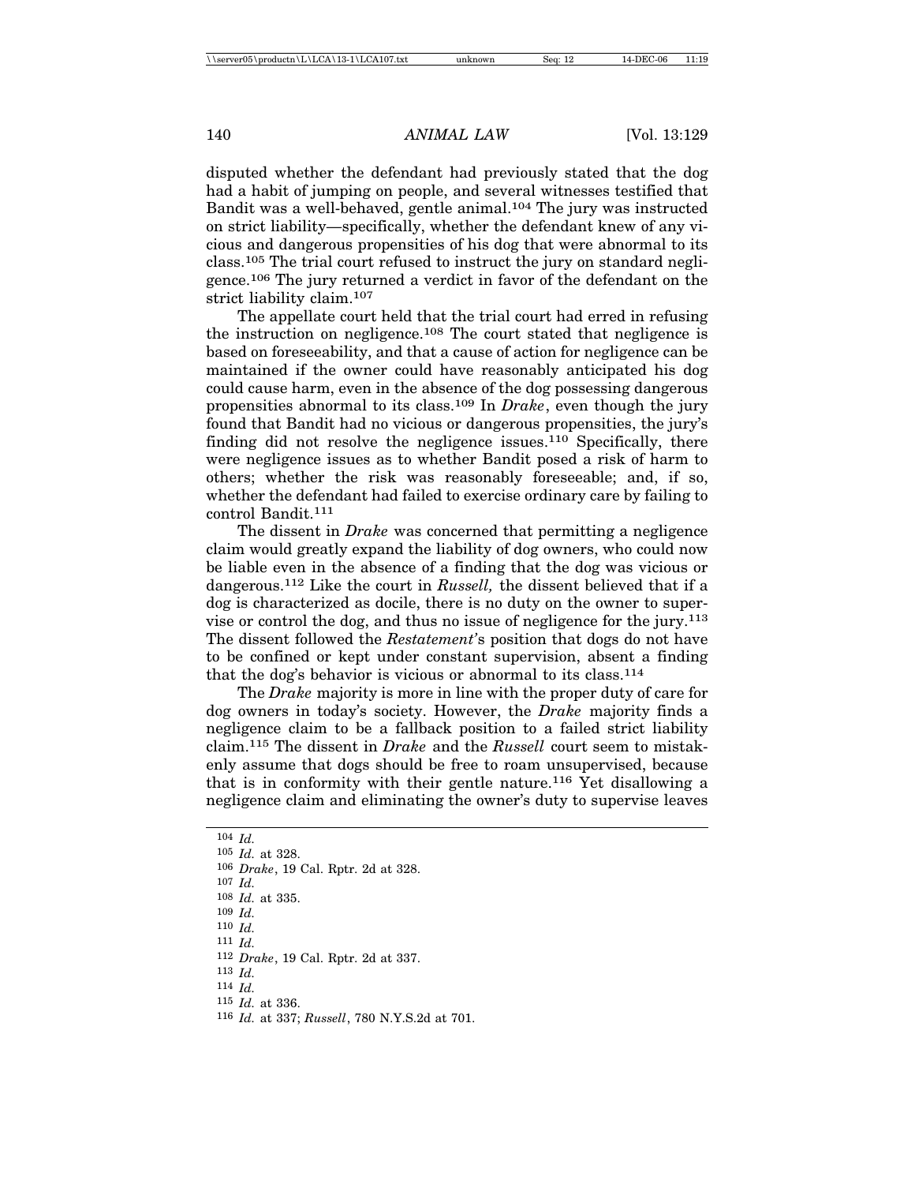disputed whether the defendant had previously stated that the dog had a habit of jumping on people, and several witnesses testified that Bandit was a well-behaved, gentle animal.[104] The jury was instructed on strict liability—specifically, whether the defendant knew of any vicious and dangerous propensities of his dog that were abnormal to its class.[105] The trial court refused to instruct the jury on standard negligence.[106] The jury returned a verdict in favor of the defendant on the strict liability claim.[107]

The appellate court held that the trial court had erred in refusing the instruction on negligence.[108] The court stated that negligence is based on foreseeability, and that a cause of action for negligence can be maintained if the owner could have reasonably anticipated his dog could cause harm, even in the absence of the dog possessing dangerous propensities abnormal to its class.[109] In *Drake*, even though the jury found that Bandit had no vicious or dangerous propensities, the jury's finding did not resolve the negligence issues.[110] Specifically, there were negligence issues as to whether Bandit posed a risk of harm to others; whether the risk was reasonably foreseeable; and, if so, whether the defendant had failed to exercise ordinary care by failing to control Bandit.[111]

The dissent in *Drake* was concerned that permitting a negligence claim would greatly expand the liability of dog owners, who could now be liable even in the absence of a finding that the dog was vicious or dangerous.[112] Like the court in *Russell,* the dissent believed that if a dog is characterized as docile, there is no duty on the owner to supervise or control the dog, and thus no issue of negligence for the jury.[113] The dissent followed the *Restatement*'s position that dogs do not have to be confined or kept under constant supervision, absent a finding that the dog's behavior is vicious or abnormal to its class.[114]

The *Drake* majority is more in line with the proper duty of care for dog owners in today's society. However, the *Drake* majority finds a negligence claim to be a fallback position to a failed strict liability claim.[115] The dissent in *Drake* and the *Russell* court seem to mistakenly assume that dogs should be free to roam unsupervised, because that is in conformity with their gentle nature.[116] Yet disallowing a negligence claim and eliminating the owner's duty to supervise leaves

---

[104] *Id.*
[105] *Id.* at 328.
[106] *Drake*, 19 Cal. Rptr. 2d at 328.
[107] *Id.*
[108] *Id.* at 335.
[109] *Id.*
[110] *Id.*
[111] *Id.*
[112] *Drake*, 19 Cal. Rptr. 2d at 337.
[113] *Id.*
[114] *Id.*
[115] *Id.* at 336.
[116] *Id.* at 337; *Russell*, 780 N.Y.S.2d at 701.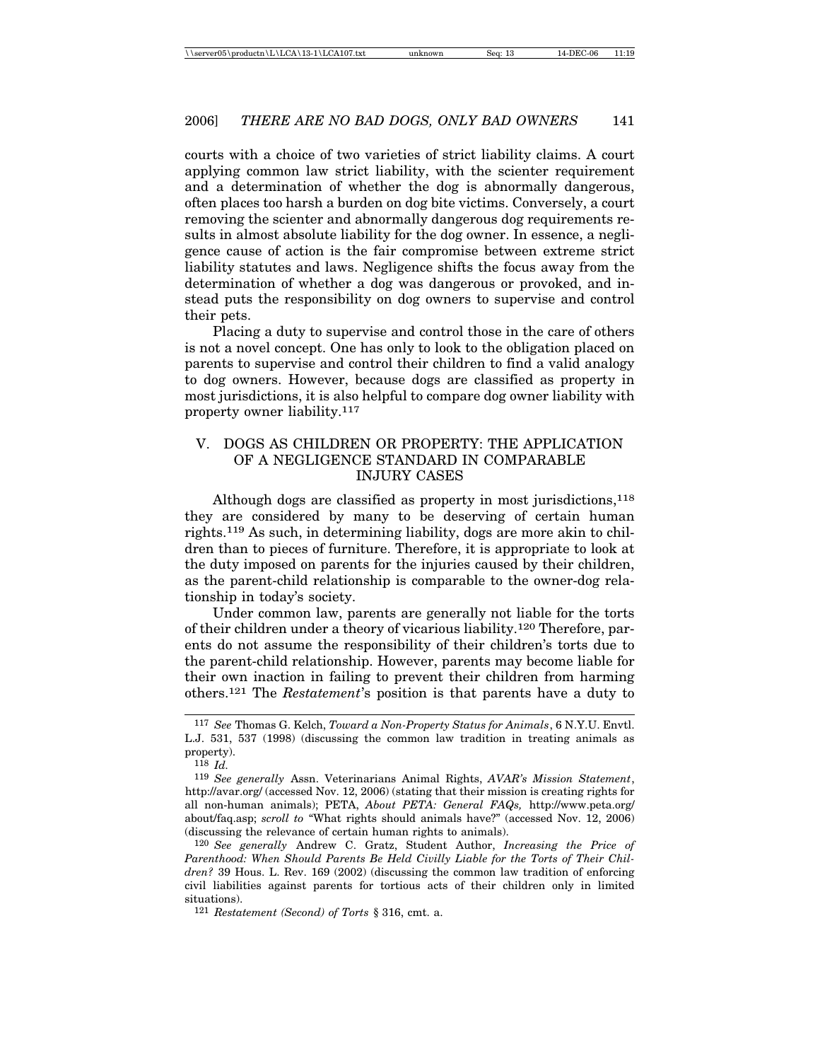courts with a choice of two varieties of strict liability claims. A court applying common law strict liability, with the scienter requirement and a determination of whether the dog is abnormally dangerous, often places too harsh a burden on dog bite victims. Conversely, a court removing the scienter and abnormally dangerous dog requirements results in almost absolute liability for the dog owner. In essence, a negligence cause of action is the fair compromise between extreme strict liability statutes and laws. Negligence shifts the focus away from the determination of whether a dog was dangerous or provoked, and instead puts the responsibility on dog owners to supervise and control their pets.

Placing a duty to supervise and control those in the care of others is not a novel concept. One has only to look to the obligation placed on parents to supervise and control their children to find a valid analogy to dog owners. However, because dogs are classified as property in most jurisdictions, it is also helpful to compare dog owner liability with property owner liability.[117]

## V. DOGS AS CHILDREN OR PROPERTY: THE APPLICATION OF A NEGLIGENCE STANDARD IN COMPARABLE INJURY CASES

Although dogs are classified as property in most jurisdictions,[118] they are considered by many to be deserving of certain human rights.[119] As such, in determining liability, dogs are more akin to children than to pieces of furniture. Therefore, it is appropriate to look at the duty imposed on parents for the injuries caused by their children, as the parent-child relationship is comparable to the owner-dog relationship in today's society.

Under common law, parents are generally not liable for the torts of their children under a theory of vicarious liability.[120] Therefore, parents do not assume the responsibility of their children's torts due to the parent-child relationship. However, parents may become liable for their own inaction in failing to prevent their children from harming others.[121] The *Restatement*'s position is that parents have a duty to

---

[117] *See* Thomas G. Kelch, *Toward a Non-Property Status for Animals*, 6 N.Y.U. Envtl. L.J. 531, 537 (1998) (discussing the common law tradition in treating animals as property).

[118] *Id.*

[119] *See generally* Assn. Veterinarians Animal Rights, *AVAR's Mission Statement*, http://avar.org/ (accessed Nov. 12, 2006) (stating that their mission is creating rights for all non-human animals); PETA, *About PETA: General FAQs,* http://www.peta.org/about/faq.asp; *scroll to* "What rights should animals have?" (accessed Nov. 12, 2006) (discussing the relevance of certain human rights to animals).

[120] *See generally* Andrew C. Gratz, Student Author, *Increasing the Price of Parenthood: When Should Parents Be Held Civilly Liable for the Torts of Their Children?* 39 Hous. L. Rev. 169 (2002) (discussing the common law tradition of enforcing civil liabilities against parents for tortious acts of their children only in limited situations).

[121] *Restatement (Second) of Torts* § 316, cmt. a.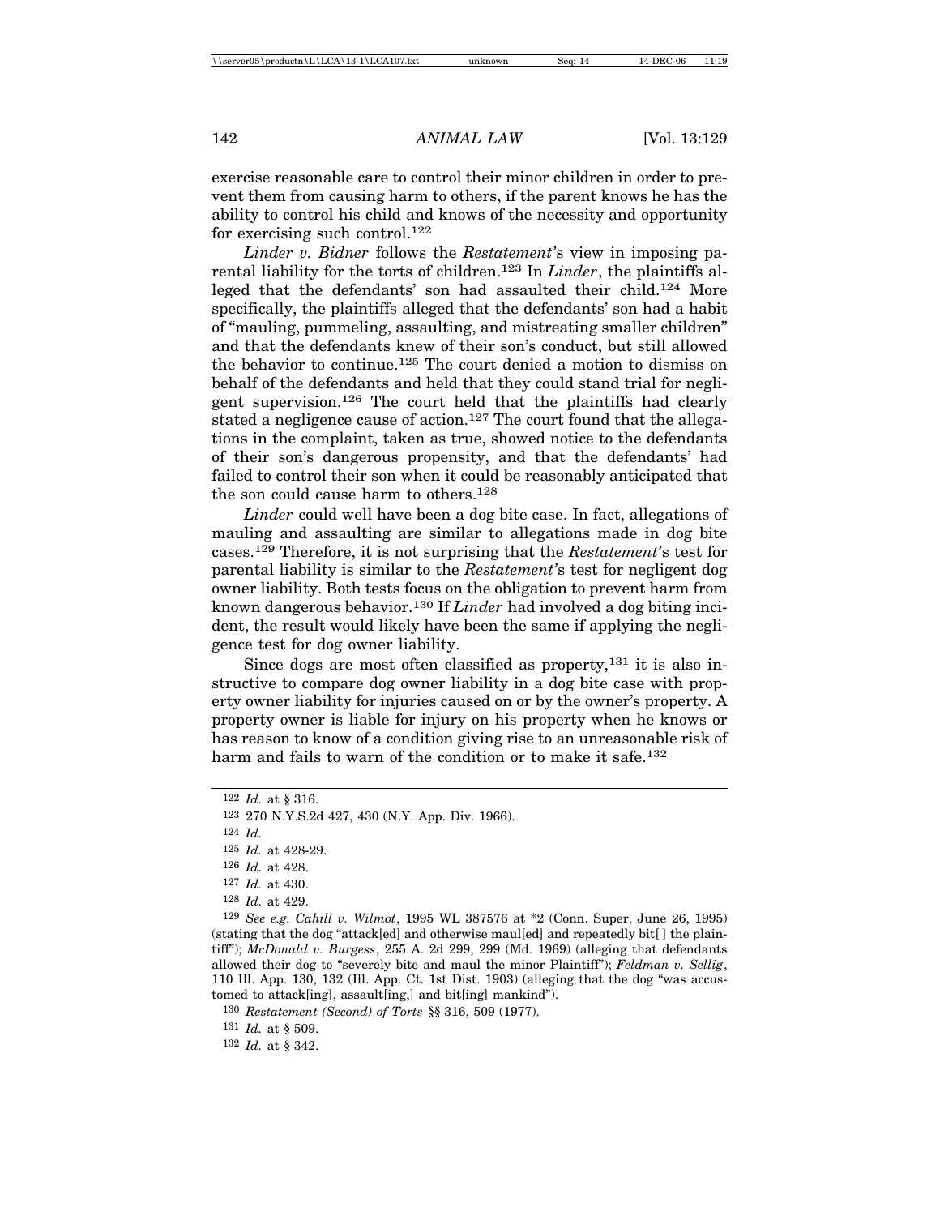exercise reasonable care to control their minor children in order to prevent them from causing harm to others, if the parent knows he has the ability to control his child and knows of the necessity and opportunity for exercising such control.[122]

*Linder v. Bidner* follows the *Restatement*'s view in imposing parental liability for the torts of children.[123] In *Linder*, the plaintiffs alleged that the defendants' son had assaulted their child.[124] More specifically, the plaintiffs alleged that the defendants' son had a habit of "mauling, pummeling, assaulting, and mistreating smaller children" and that the defendants knew of their son's conduct, but still allowed the behavior to continue.[125] The court denied a motion to dismiss on behalf of the defendants and held that they could stand trial for negligent supervision.[126] The court held that the plaintiffs had clearly stated a negligence cause of action.[127] The court found that the allegations in the complaint, taken as true, showed notice to the defendants of their son's dangerous propensity, and that the defendants' had failed to control their son when it could be reasonably anticipated that the son could cause harm to others.[128]

*Linder* could well have been a dog bite case. In fact, allegations of mauling and assaulting are similar to allegations made in dog bite cases.[129] Therefore, it is not surprising that the *Restatement*'s test for parental liability is similar to the *Restatement*'s test for negligent dog owner liability. Both tests focus on the obligation to prevent harm from known dangerous behavior.[130] If *Linder* had involved a dog biting incident, the result would likely have been the same if applying the negligence test for dog owner liability.

Since dogs are most often classified as property,[131] it is also instructive to compare dog owner liability in a dog bite case with property owner liability for injuries caused on or by the owner's property. A property owner is liable for injury on his property when he knows or has reason to know of a condition giving rise to an unreasonable risk of harm and fails to warn of the condition or to make it safe.[132]

---

[122] *Id.* at § 316.

[123] 270 N.Y.S.2d 427, 430 (N.Y. App. Div. 1966).

[124] *Id.*

[125] *Id.* at 428-29.

[126] *Id.* at 428.

[127] *Id.* at 430.

[128] *Id.* at 429.

[129] *See e.g. Cahill v. Wilmot*, 1995 WL 387576 at *2 (Conn. Super. June 26, 1995) (stating that the dog "attack[ed] and otherwise maul[ed] and repeatedly bit[ ] the plaintiff"); *McDonald v. Burgess*, 255 A. 2d 299, 299 (Md. 1969) (alleging that defendants allowed their dog to "severely bite and maul the minor Plaintiff"); *Feldman v. Sellig*, 110 Ill. App. 130, 132 (Ill. App. Ct. 1st Dist. 1903) (alleging that the dog "was accustomed to attack[ing], assault[ing,] and bit[ing] mankind").

[130] *Restatement (Second) of Torts* §§ 316, 509 (1977).

[131] *Id.* at § 509.

[132] *Id.* at § 342.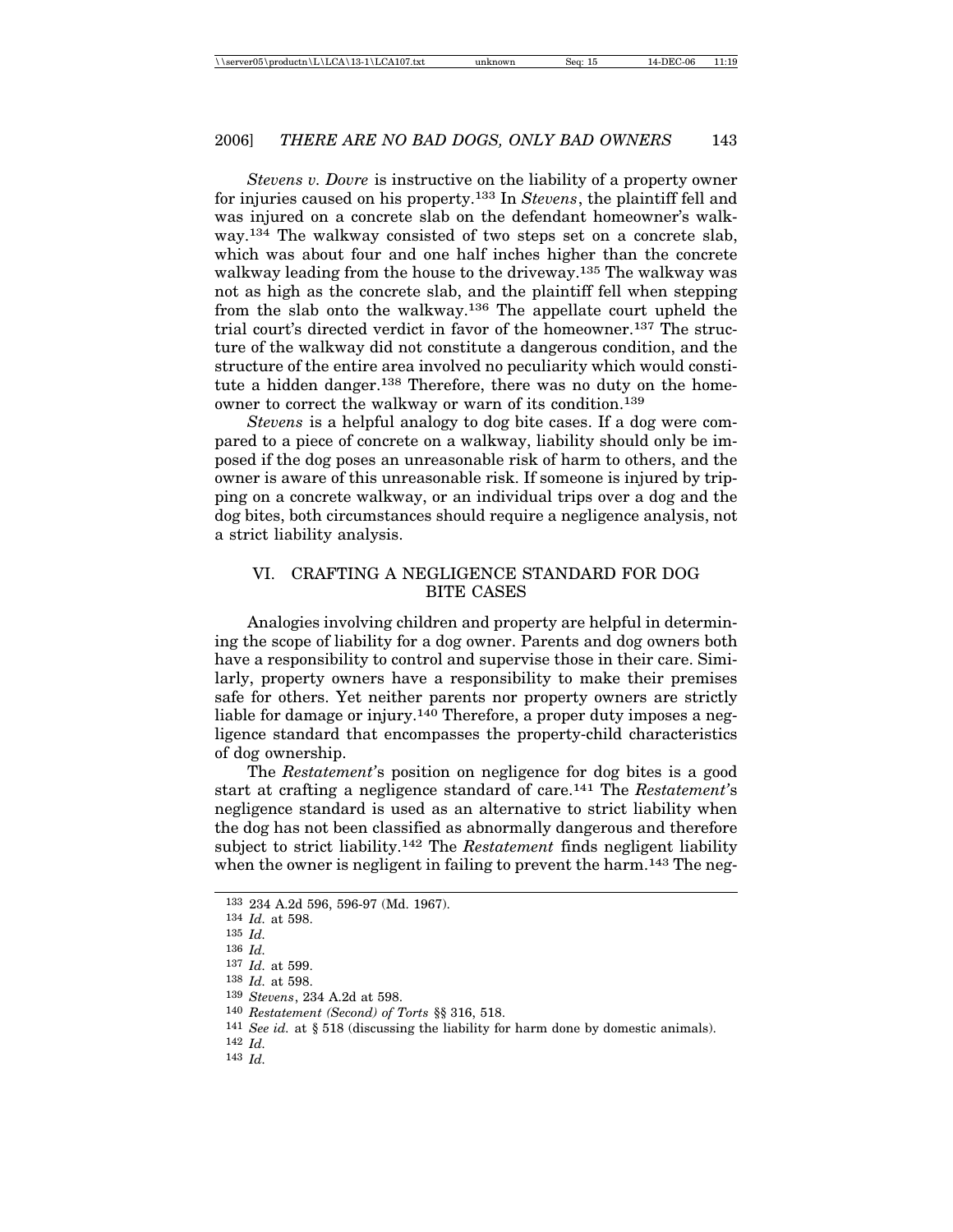*Stevens v. Dovre* is instructive on the liability of a property owner for injuries caused on his property.[133] In *Stevens*, the plaintiff fell and was injured on a concrete slab on the defendant homeowner's walkway.[134] The walkway consisted of two steps set on a concrete slab, which was about four and one half inches higher than the concrete walkway leading from the house to the driveway.[135] The walkway was not as high as the concrete slab, and the plaintiff fell when stepping from the slab onto the walkway.[136] The appellate court upheld the trial court's directed verdict in favor of the homeowner.[137] The structure of the walkway did not constitute a dangerous condition, and the structure of the entire area involved no peculiarity which would constitute a hidden danger.[138] Therefore, there was no duty on the homeowner to correct the walkway or warn of its condition.[139]

*Stevens* is a helpful analogy to dog bite cases. If a dog were compared to a piece of concrete on a walkway, liability should only be imposed if the dog poses an unreasonable risk of harm to others, and the owner is aware of this unreasonable risk. If someone is injured by tripping on a concrete walkway, or an individual trips over a dog and the dog bites, both circumstances should require a negligence analysis, not a strict liability analysis.

## VI. CRAFTING A NEGLIGENCE STANDARD FOR DOG BITE CASES

Analogies involving children and property are helpful in determining the scope of liability for a dog owner. Parents and dog owners both have a responsibility to control and supervise those in their care. Similarly, property owners have a responsibility to make their premises safe for others. Yet neither parents nor property owners are strictly liable for damage or injury.[140] Therefore, a proper duty imposes a negligence standard that encompasses the property-child characteristics of dog ownership.

The *Restatement*'s position on negligence for dog bites is a good start at crafting a negligence standard of care.[141] The *Restatement*'s negligence standard is used as an alternative to strict liability when the dog has not been classified as abnormally dangerous and therefore subject to strict liability.[142] The *Restatement* finds negligent liability when the owner is negligent in failing to prevent the harm.[143] The neg-

---

133 234 A.2d 596, 596-97 (Md. 1967).

134 *Id.* at 598.

135 *Id.*

136 *Id.*

137 *Id.* at 599.

138 *Id.* at 598.

139 *Stevens*, 234 A.2d at 598.

140 *Restatement (Second) of Torts* §§ 316, 518.

141 *See id.* at § 518 (discussing the liability for harm done by domestic animals).

142 *Id.*

143 *Id.*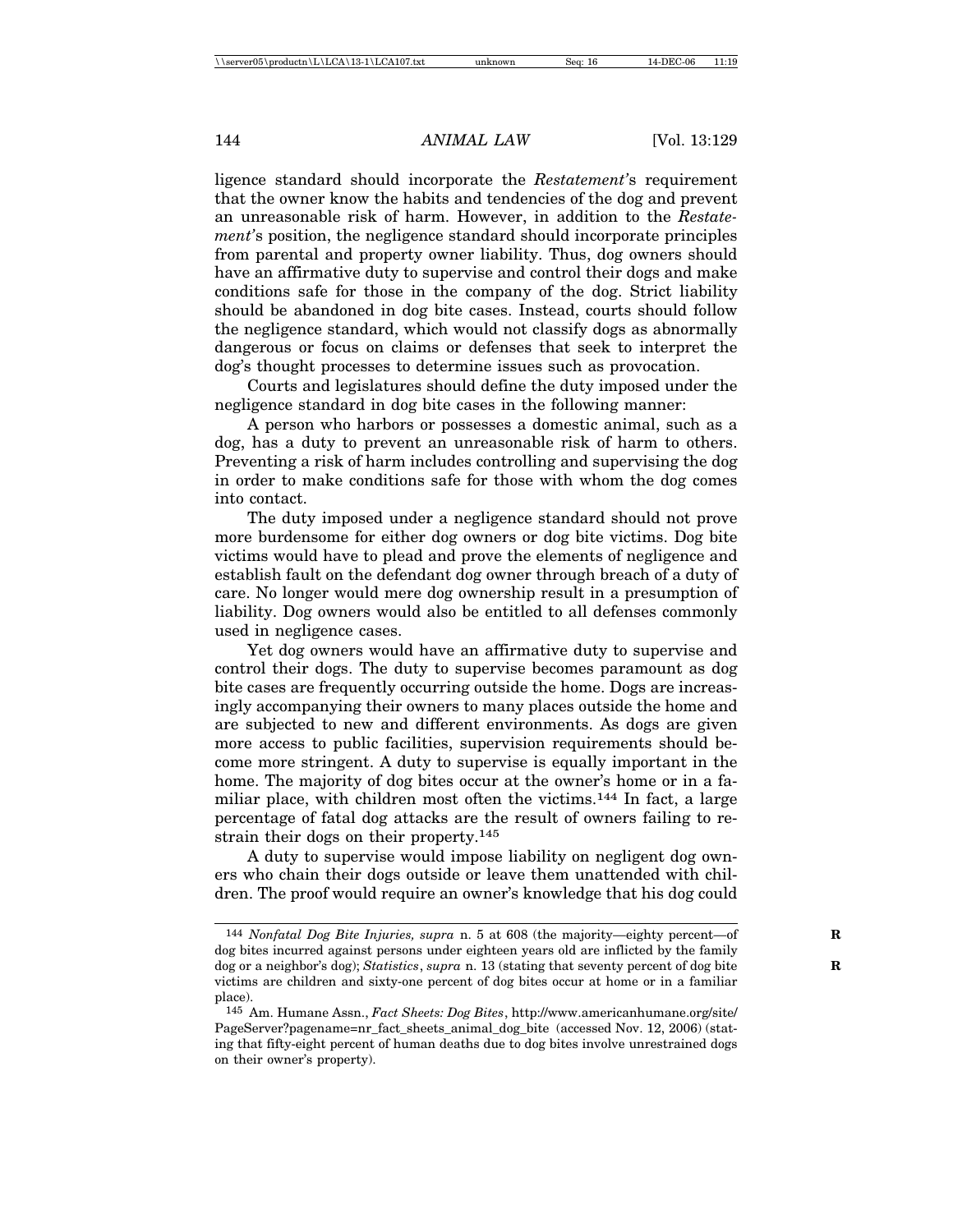ligence standard should incorporate the *Restatement*'s requirement that the owner know the habits and tendencies of the dog and prevent an unreasonable risk of harm. However, in addition to the *Restatement*'s position, the negligence standard should incorporate principles from parental and property owner liability. Thus, dog owners should have an affirmative duty to supervise and control their dogs and make conditions safe for those in the company of the dog. Strict liability should be abandoned in dog bite cases. Instead, courts should follow the negligence standard, which would not classify dogs as abnormally dangerous or focus on claims or defenses that seek to interpret the dog's thought processes to determine issues such as provocation.

Courts and legislatures should define the duty imposed under the negligence standard in dog bite cases in the following manner:

A person who harbors or possesses a domestic animal, such as a dog, has a duty to prevent an unreasonable risk of harm to others. Preventing a risk of harm includes controlling and supervising the dog in order to make conditions safe for those with whom the dog comes into contact.

The duty imposed under a negligence standard should not prove more burdensome for either dog owners or dog bite victims. Dog bite victims would have to plead and prove the elements of negligence and establish fault on the defendant dog owner through breach of a duty of care. No longer would mere dog ownership result in a presumption of liability. Dog owners would also be entitled to all defenses commonly used in negligence cases.

Yet dog owners would have an affirmative duty to supervise and control their dogs. The duty to supervise becomes paramount as dog bite cases are frequently occurring outside the home. Dogs are increasingly accompanying their owners to many places outside the home and are subjected to new and different environments. As dogs are given more access to public facilities, supervision requirements should become more stringent. A duty to supervise is equally important in the home. The majority of dog bites occur at the owner's home or in a familiar place, with children most often the victims.[144] In fact, a large percentage of fatal dog attacks are the result of owners failing to restrain their dogs on their property.[145]

A duty to supervise would impose liability on negligent dog owners who chain their dogs outside or leave them unattended with children. The proof would require an owner's knowledge that his dog could

---

[144] *Nonfatal Dog Bite Injuries, supra* n. 5 at 608 (the majority—eighty percent—of dog bites incurred against persons under eighteen years old are inflicted by the family dog or a neighbor's dog); *Statistics*, *supra* n. 13 (stating that seventy percent of dog bite victims are children and sixty-one percent of dog bites occur at home or in a familiar place).

[145] Am. Humane Assn., *Fact Sheets: Dog Bites*, http://www.americanhumane.org/site/PageServer?pagename=nr_fact_sheets_animal_dog_bite (accessed Nov. 12, 2006) (stating that fifty-eight percent of human deaths due to dog bites involve unrestrained dogs on their owner's property).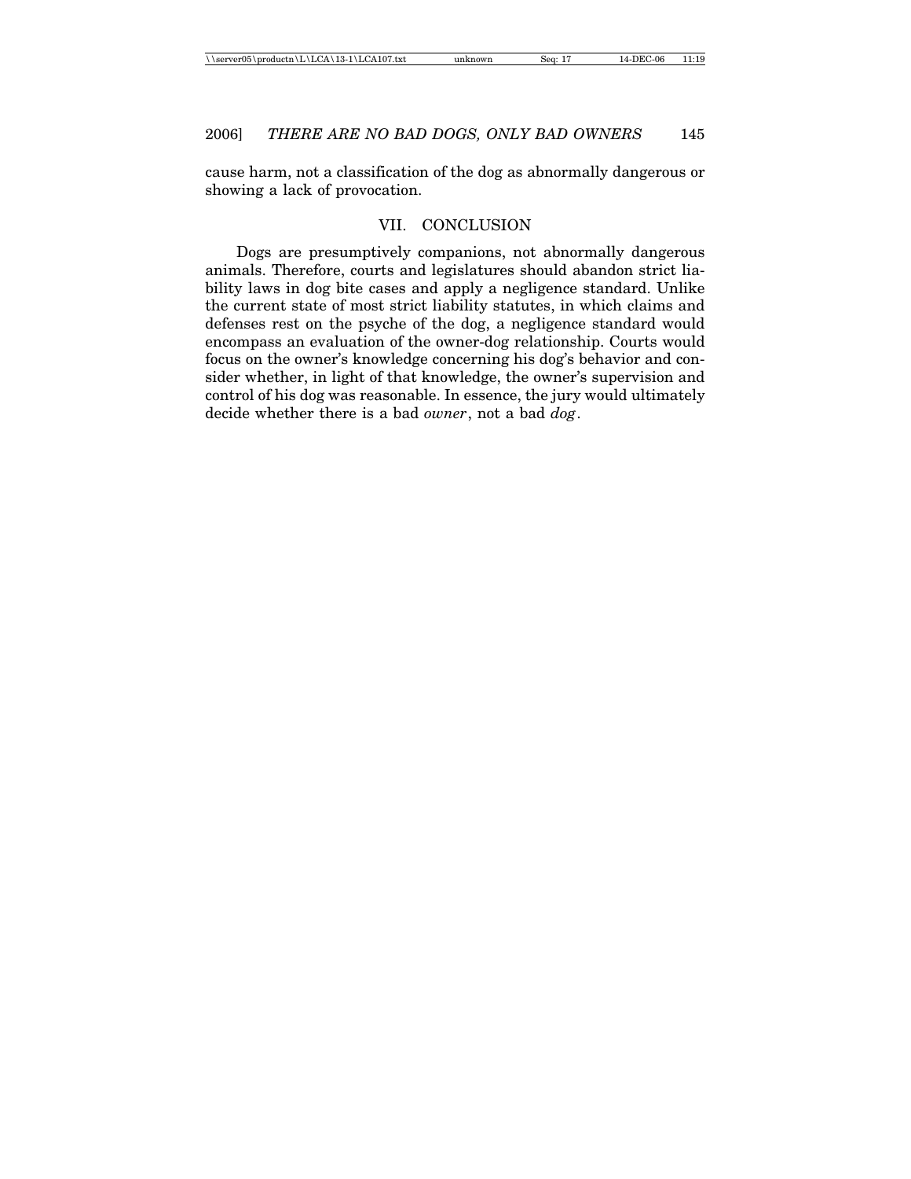cause harm, not a classification of the dog as abnormally dangerous or showing a lack of provocation.

## VII. CONCLUSION

Dogs are presumptively companions, not abnormally dangerous animals. Therefore, courts and legislatures should abandon strict liability laws in dog bite cases and apply a negligence standard. Unlike the current state of most strict liability statutes, in which claims and defenses rest on the psyche of the dog, a negligence standard would encompass an evaluation of the owner-dog relationship. Courts would focus on the owner's knowledge concerning his dog's behavior and consider whether, in light of that knowledge, the owner's supervision and control of his dog was reasonable. In essence, the jury would ultimately decide whether there is a bad *owner*, not a bad *dog*.